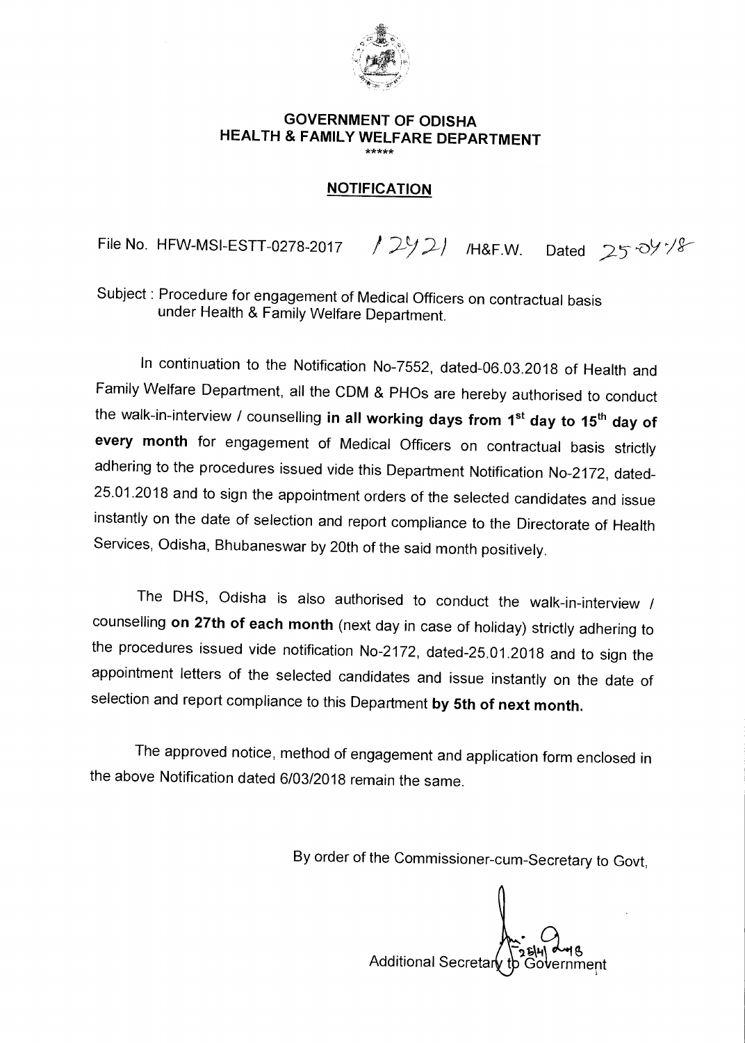**GOVERNMENT OF ODISHA**
**HEALTH & FAMILY WELFARE DEPARTMENT**
\*\*\*\*\*

**NOTIFICATION**

File No. HFW-MSI-ESTT-0278-2017 /12921 /H&F.W. Dated 25-04-18

Subject : Procedure for engagement of Medical Officers on contractual basis under Health & Family Welfare Department.

In continuation to the Notification No-7552, dated-06.03.2018 of Health and Family Welfare Department, all the CDM & PHOs are hereby authorised to conduct the walk-in-interview / counselling **in all working days from 1st day to 15th day of every month** for engagement of Medical Officers on contractual basis strictly adhering to the procedures issued vide this Department Notification No-2172, dated-25.01.2018 and to sign the appointment orders of the selected candidates and issue instantly on the date of selection and report compliance to the Directorate of Health Services, Odisha, Bhubaneswar by 20th of the said month positively.

The DHS, Odisha is also authorised to conduct the walk-in-interview / counselling **on 27th of each month** (next day in case of holiday) strictly adhering to the procedures issued vide notification No-2172, dated-25.01.2018 and to sign the appointment letters of the selected candidates and issue instantly on the date of selection and report compliance to this Department **by 5th of next month.**

The approved notice, method of engagement and application form enclosed in the above Notification dated 6/03/2018 remain the same.

By order of the Commissioner-cum-Secretary to Govt,

25/4/2018

Additional Secretary to Government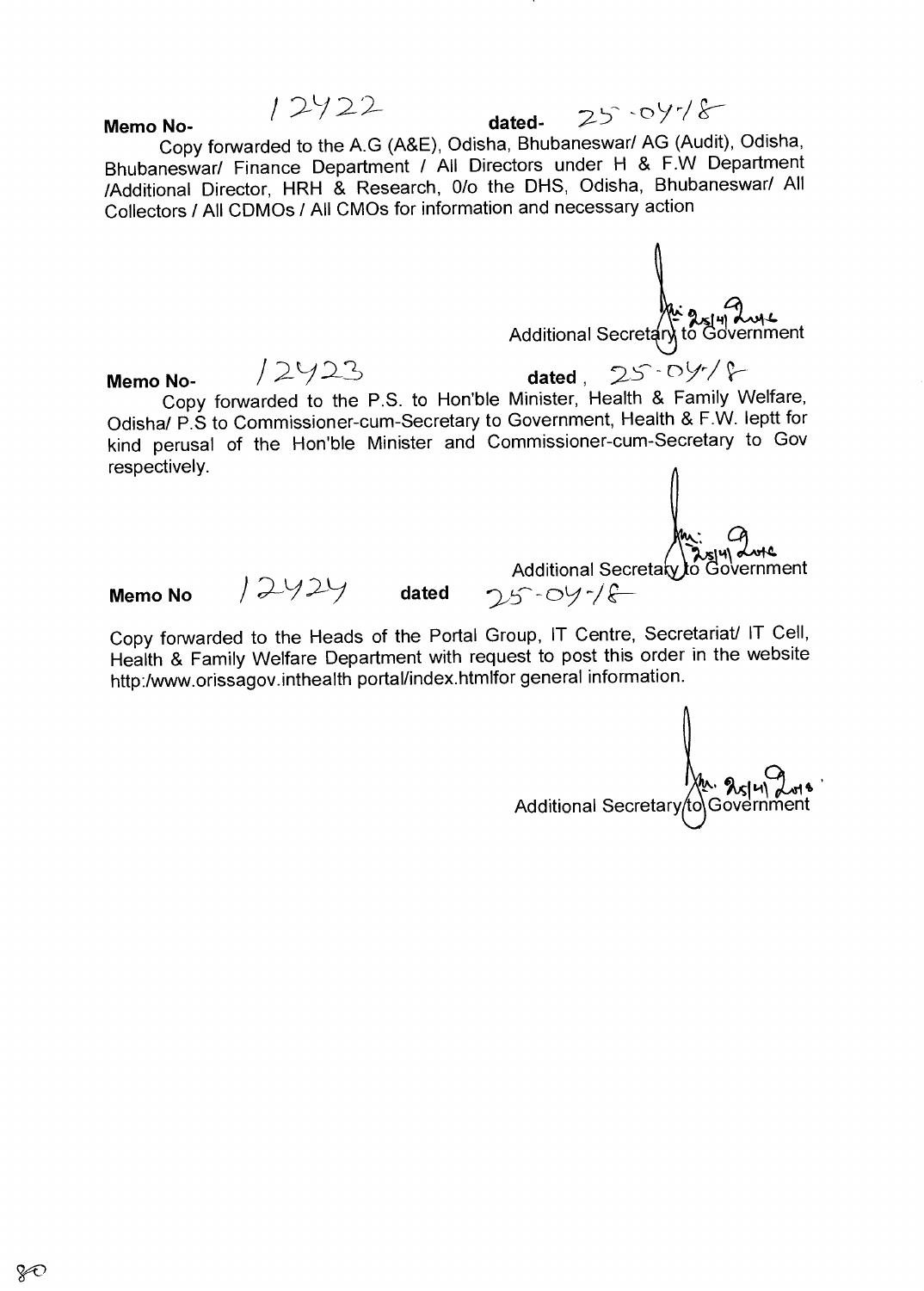**Memo No-** 12422 **dated-** 25-04-18

Copy forwarded to the A.G (A&E), Odisha, Bhubaneswar/ AG (Audit), Odisha, Bhubaneswar/ Finance Department / All Directors under H & F.W Department /Additional Director, HRH & Research, 0/o the DHS, Odisha, Bhubaneswar/ All Collectors / All CDMOs / All CMOs for information and necessary action

Additional Secretary to Government

**Memo No-** 12423 **dated ,** 25-04-18

Copy forwarded to the P.S. to Hon'ble Minister, Health & Family Welfare, Odisha/ P.S to Commissioner-cum-Secretary to Government, Health & F.W. Ieptt for kind perusal of the Hon'ble Minister and Commissioner-cum-Secretary to Gov respectively.

Additional Secretary to Government

**Memo No** 12424 **dated** 25-04-18

Copy forwarded to the Heads of the Portal Group, IT Centre, Secretariat/ IT Cell, Health & Family Welfare Department with request to post this order in the website http:/www.orissagov.inthealth portal/index.htmlfor general information.

Additional Secretary to Government